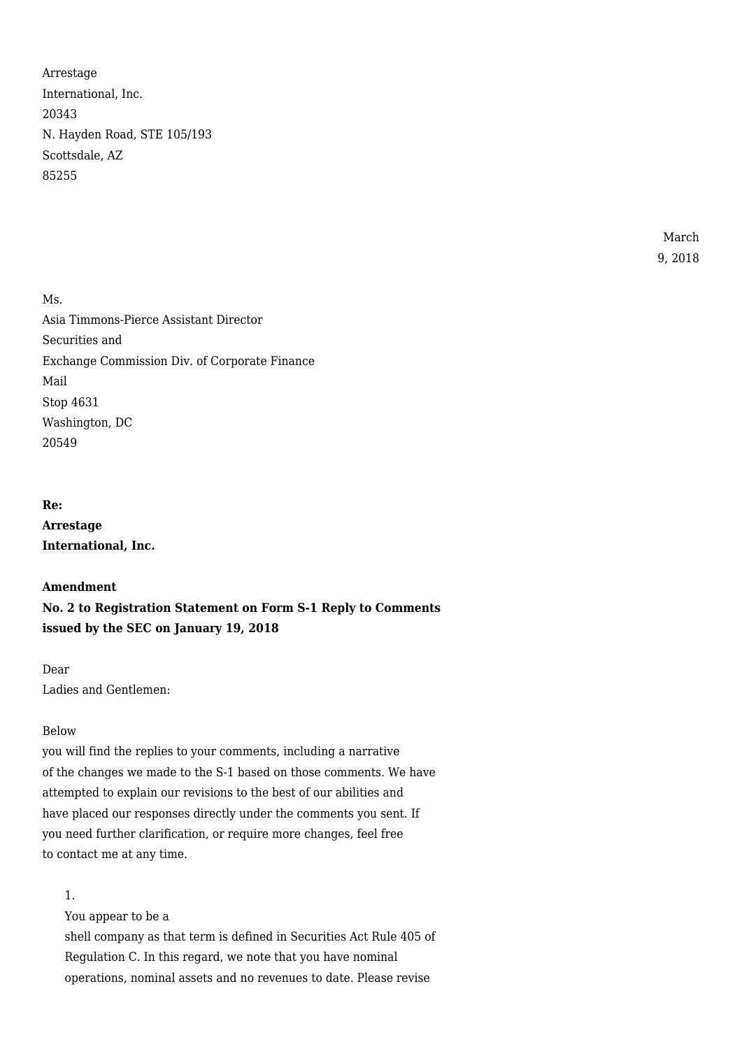Arrestage International, Inc.
20343 N. Hayden Road, STE 105/193
Scottsdale, AZ 85255

March 9, 2018

Ms. Asia Timmons-Pierce Assistant Director
Securities and Exchange Commission Div. of Corporate Finance
Mail Stop 4631
Washington, DC 20549

**Re: Arrestage International, Inc.**

**Amendment No. 2 to Registration Statement on Form S-1 Reply to Comments issued by the SEC on January 19, 2018**

Dear Ladies and Gentlemen:

Below you will find the replies to your comments, including a narrative of the changes we made to the S-1 based on those comments. We have attempted to explain our revisions to the best of our abilities and have placed our responses directly under the comments you sent. If you need further clarification, or require more changes, feel free to contact me at any time.

1. You appear to be a shell company as that term is defined in Securities Act Rule 405 of Regulation C. In this regard, we note that you have nominal operations, nominal assets and no revenues to date. Please revise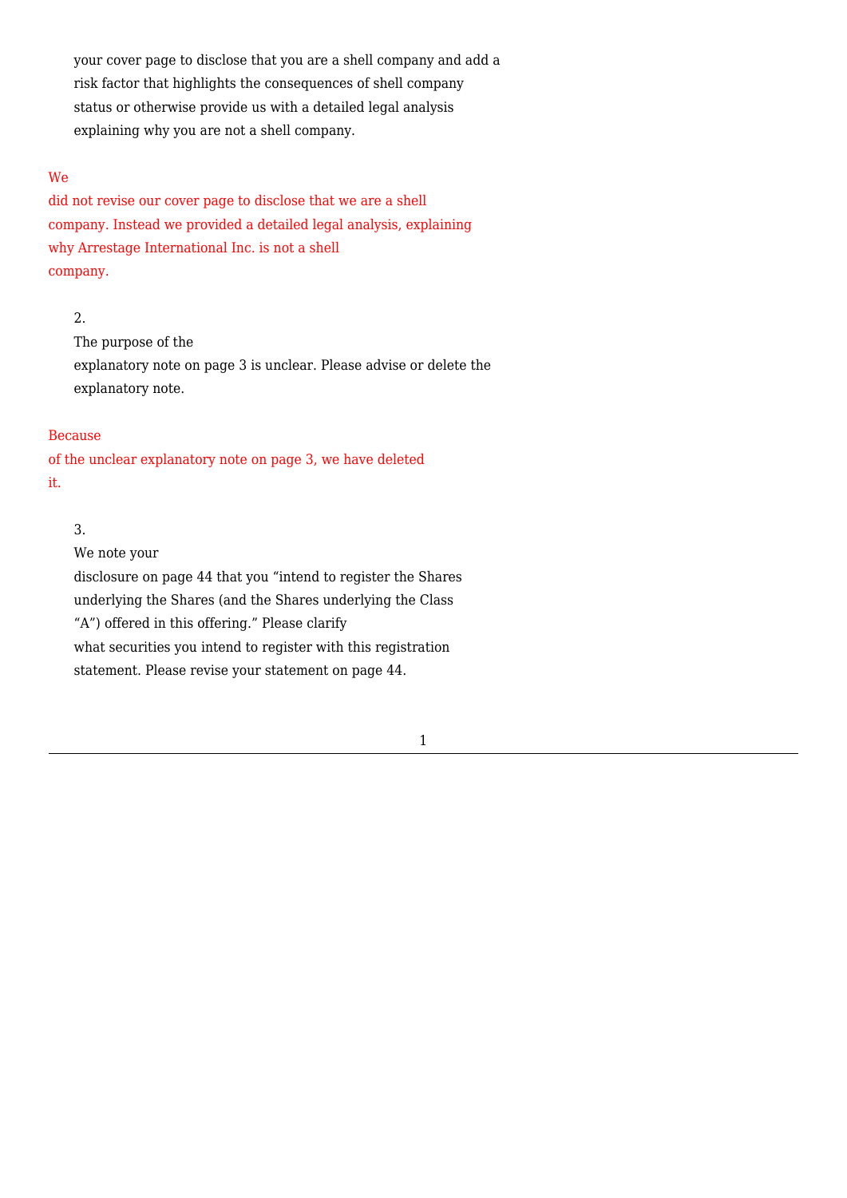your cover page to disclose that you are a shell company and add a risk factor that highlights the consequences of shell company status or otherwise provide us with a detailed legal analysis explaining why you are not a shell company.

We did not revise our cover page to disclose that we are a shell company. Instead we provided a detailed legal analysis, explaining why Arrestage International Inc. is not a shell company.

2. The purpose of the explanatory note on page 3 is unclear. Please advise or delete the explanatory note.

Because of the unclear explanatory note on page 3, we have deleted it.

3. We note your disclosure on page 44 that you "intend to register the Shares underlying the Shares (and the Shares underlying the Class "A") offered in this offering." Please clarify what securities you intend to register with this registration statement. Please revise your statement on page 44.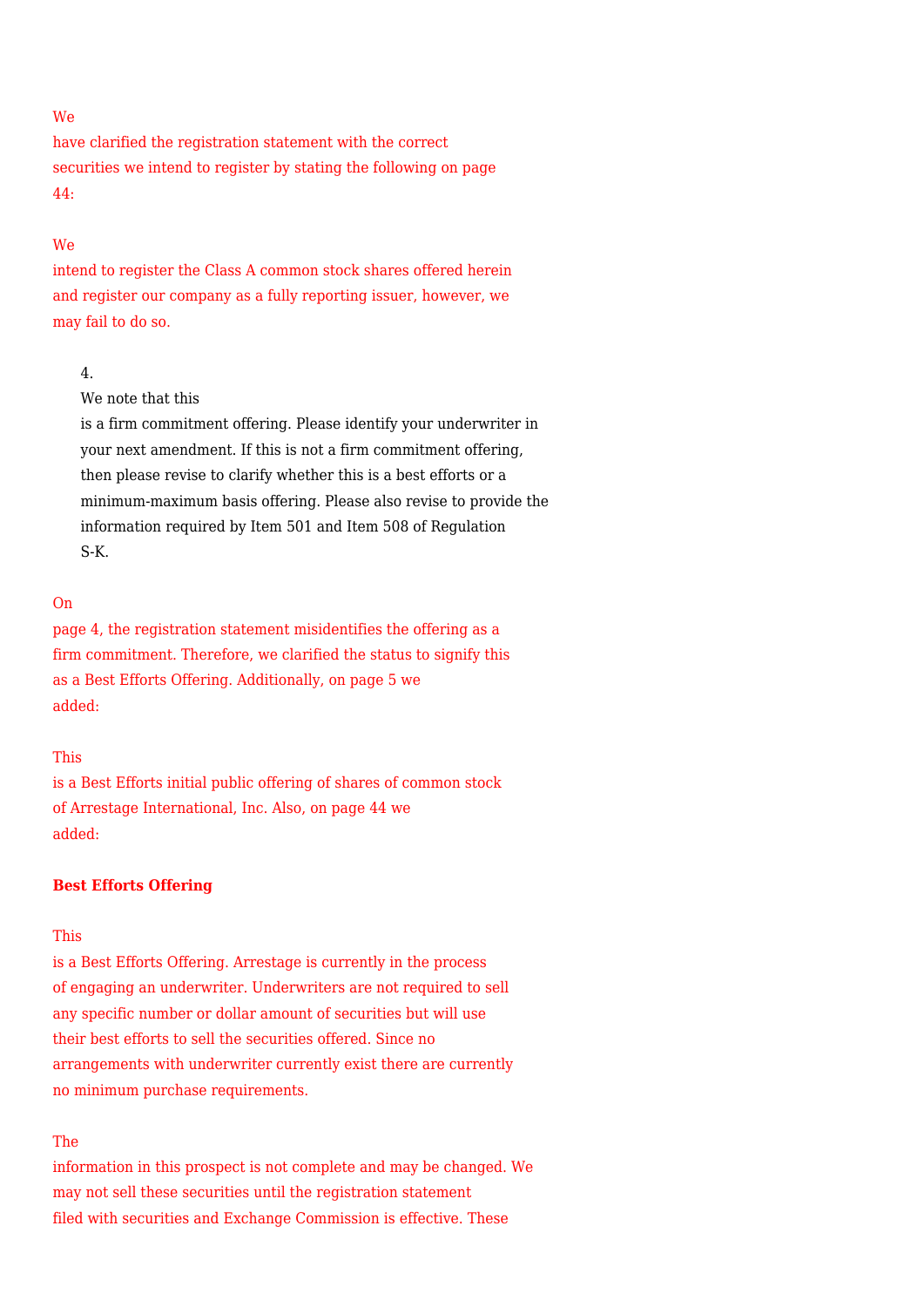We have clarified the registration statement with the correct securities we intend to register by stating the following on page 44:

We intend to register the Class A common stock shares offered herein and register our company as a fully reporting issuer, however, we may fail to do so.

4. We note that this is a firm commitment offering. Please identify your underwriter in your next amendment. If this is not a firm commitment offering, then please revise to clarify whether this is a best efforts or a minimum-maximum basis offering. Please also revise to provide the information required by Item 501 and Item 508 of Regulation S-K.

On page 4, the registration statement misidentifies the offering as a firm commitment. Therefore, we clarified the status to signify this as a Best Efforts Offering. Additionally, on page 5 we added:

This is a Best Efforts initial public offering of shares of common stock of Arrestage International, Inc. Also, on page 44 we added:

**Best Efforts Offering**

This is a Best Efforts Offering. Arrestage is currently in the process of engaging an underwriter. Underwriters are not required to sell any specific number or dollar amount of securities but will use their best efforts to sell the securities offered. Since no arrangements with underwriter currently exist there are currently no minimum purchase requirements.

The information in this prospect is not complete and may be changed. We may not sell these securities until the registration statement filed with securities and Exchange Commission is effective. These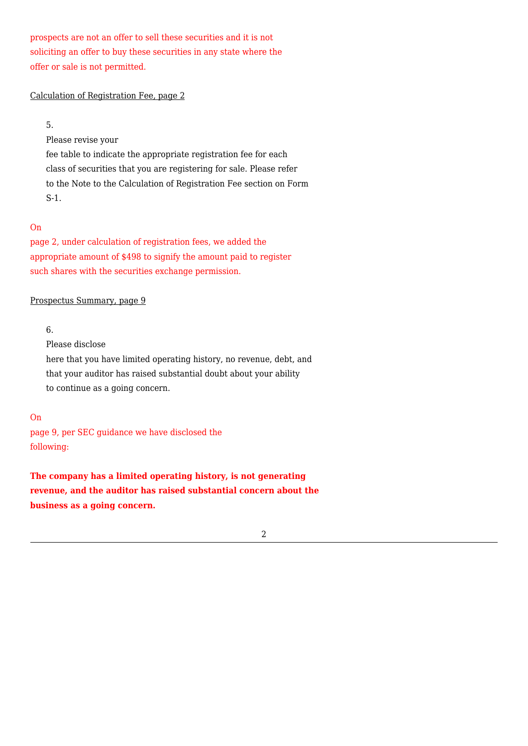prospects are not an offer to sell these securities and it is not soliciting an offer to buy these securities in any state where the offer or sale is not permitted.

Calculation of Registration Fee, page 2

5. Please revise your fee table to indicate the appropriate registration fee for each class of securities that you are registering for sale. Please refer to the Note to the Calculation of Registration Fee section on Form S-1.

On page 2, under calculation of registration fees, we added the appropriate amount of $498 to signify the amount paid to register such shares with the securities exchange permission.

Prospectus Summary, page 9

6. Please disclose here that you have limited operating history, no revenue, debt, and that your auditor has raised substantial doubt about your ability to continue as a going concern.

On page 9, per SEC guidance we have disclosed the following:

**The company has a limited operating history, is not generating revenue, and the auditor has raised substantial concern about the business as a going concern.**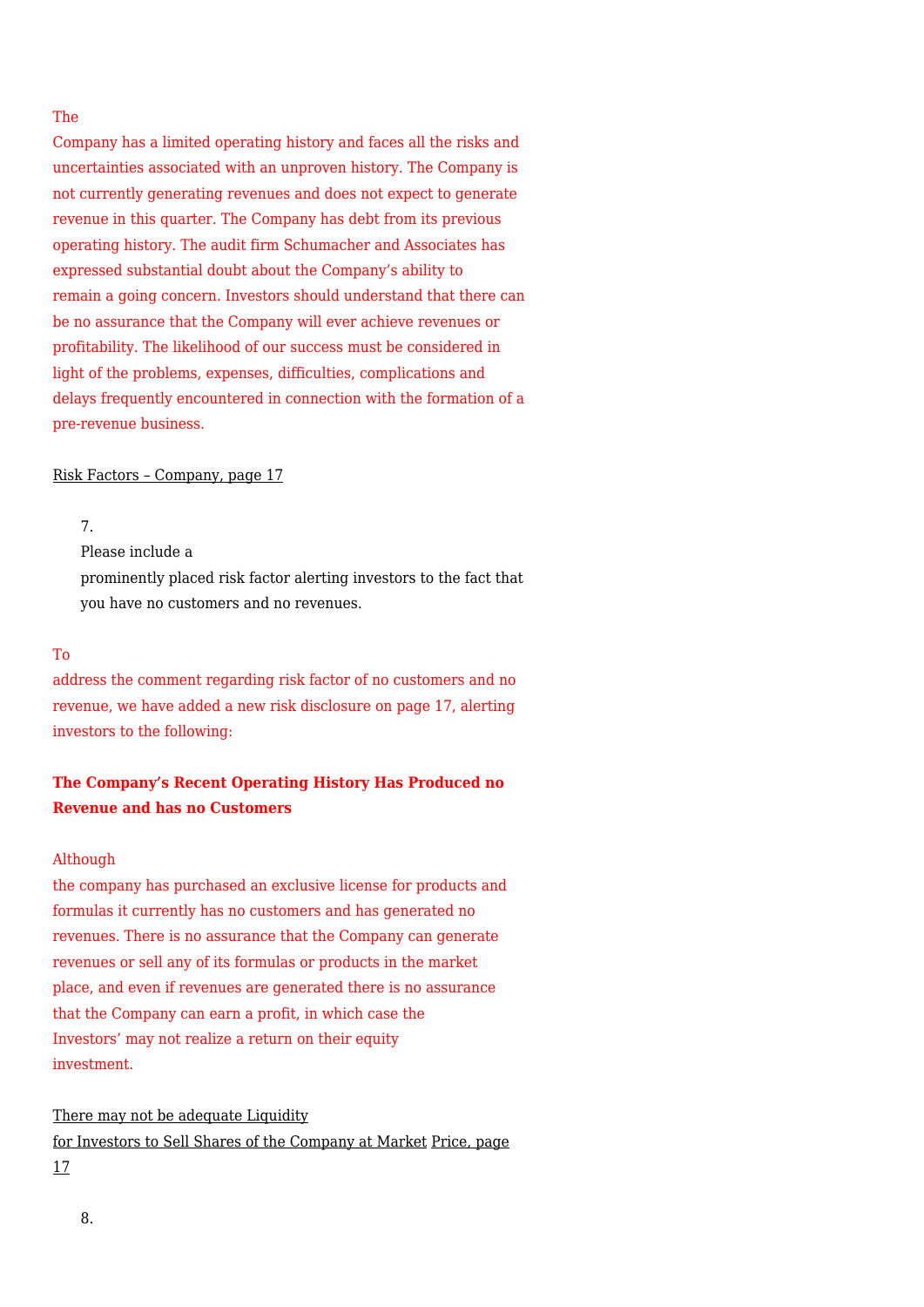The Company has a limited operating history and faces all the risks and uncertainties associated with an unproven history. The Company is not currently generating revenues and does not expect to generate revenue in this quarter. The Company has debt from its previous operating history. The audit firm Schumacher and Associates has expressed substantial doubt about the Company's ability to remain a going concern. Investors should understand that there can be no assurance that the Company will ever achieve revenues or profitability. The likelihood of our success must be considered in light of the problems, expenses, difficulties, complications and delays frequently encountered in connection with the formation of a pre-revenue business.

Risk Factors – Company, page 17

7. Please include a prominently placed risk factor alerting investors to the fact that you have no customers and no revenues.

To address the comment regarding risk factor of no customers and no revenue, we have added a new risk disclosure on page 17, alerting investors to the following:

**The Company's Recent Operating History Has Produced no Revenue and has no Customers**

Although the company has purchased an exclusive license for products and formulas it currently has no customers and has generated no revenues. There is no assurance that the Company can generate revenues or sell any of its formulas or products in the market place, and even if revenues are generated there is no assurance that the Company can earn a profit, in which case the Investors' may not realize a return on their equity investment.

There may not be adequate Liquidity for Investors to Sell Shares of the Company at Market Price, page 17

8.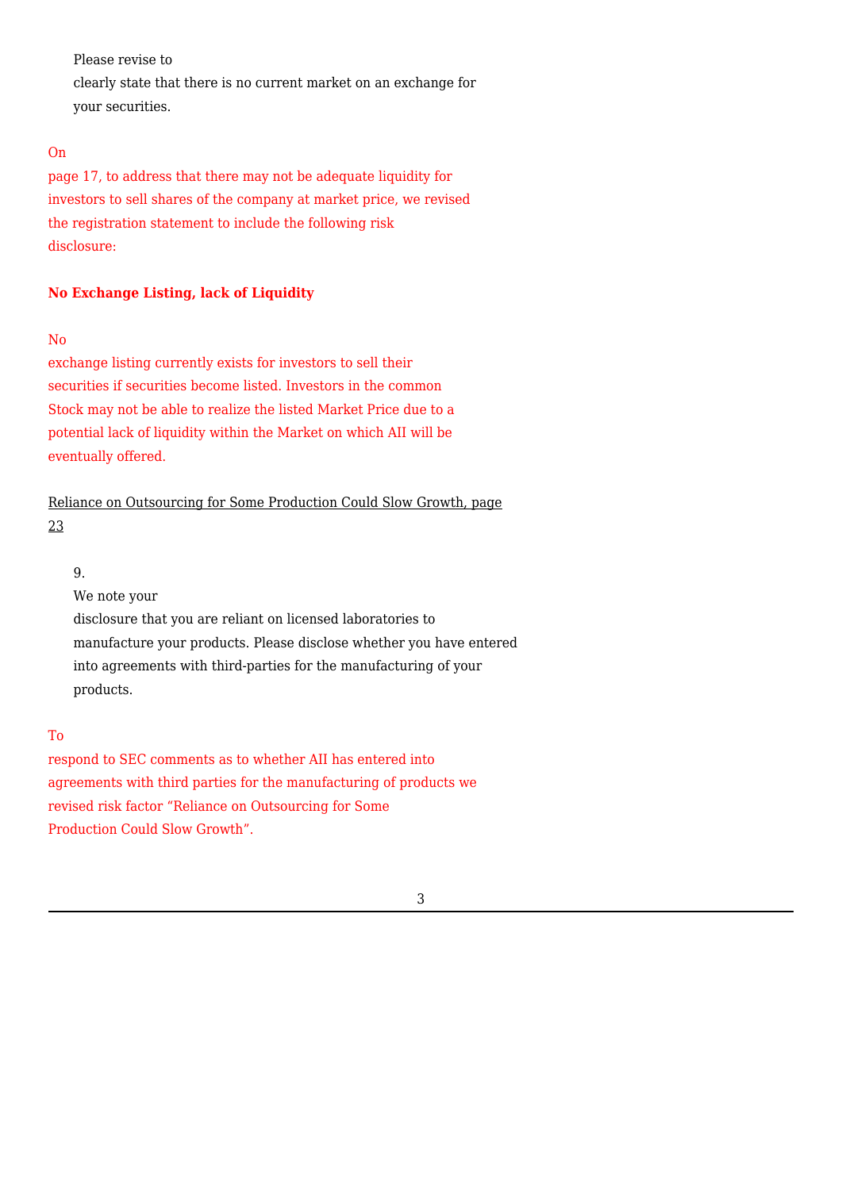Please revise to clearly state that there is no current market on an exchange for your securities.

On page 17, to address that there may not be adequate liquidity for investors to sell shares of the company at market price, we revised the registration statement to include the following risk disclosure:

**No Exchange Listing, lack of Liquidity**

No exchange listing currently exists for investors to sell their securities if securities become listed. Investors in the common Stock may not be able to realize the listed Market Price due to a potential lack of liquidity within the Market on which AII will be eventually offered.

Reliance on Outsourcing for Some Production Could Slow Growth, page 23

9. We note your disclosure that you are reliant on licensed laboratories to manufacture your products. Please disclose whether you have entered into agreements with third-parties for the manufacturing of your products.

To respond to SEC comments as to whether AII has entered into agreements with third parties for the manufacturing of products we revised risk factor "Reliance on Outsourcing for Some Production Could Slow Growth".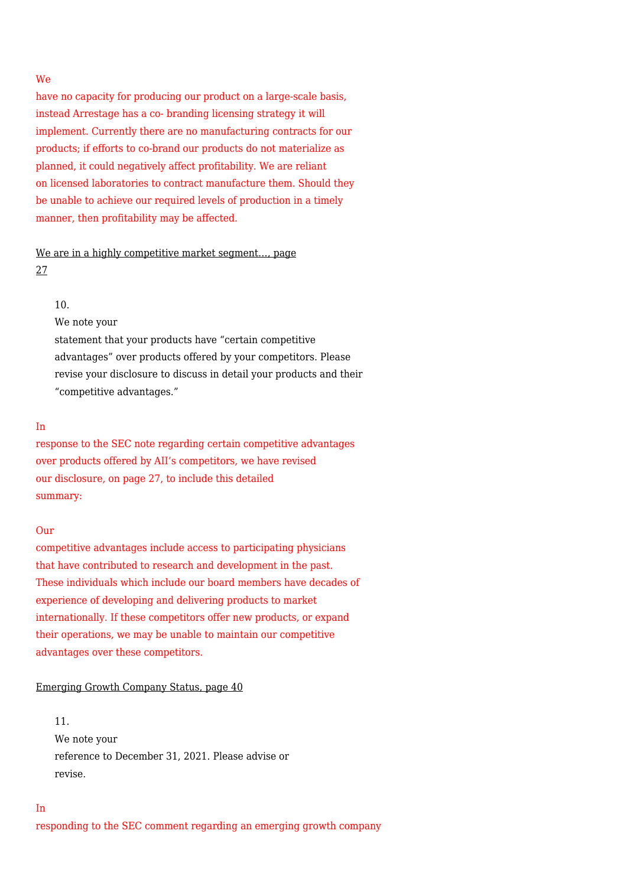We have no capacity for producing our product on a large-scale basis, instead Arrestage has a co- branding licensing strategy it will implement. Currently there are no manufacturing contracts for our products; if efforts to co-brand our products do not materialize as planned, it could negatively affect profitability. We are reliant on licensed laboratories to contract manufacture them. Should they be unable to achieve our required levels of production in a timely manner, then profitability may be affected.

<u>We are in a highly competitive market segment..., page 27</u>

10. We note your statement that your products have “certain competitive advantages” over products offered by your competitors. Please revise your disclosure to discuss in detail your products and their “competitive advantages.”

In response to the SEC note regarding certain competitive advantages over products offered by AII’s competitors, we have revised our disclosure, on page 27, to include this detailed summary:

Our competitive advantages include access to participating physicians that have contributed to research and development in the past. These individuals which include our board members have decades of experience of developing and delivering products to market internationally. If these competitors offer new products, or expand their operations, we may be unable to maintain our competitive advantages over these competitors.

<u>Emerging Growth Company Status, page 40</u>

11. We note your reference to December 31, 2021. Please advise or revise.

In responding to the SEC comment regarding an emerging growth company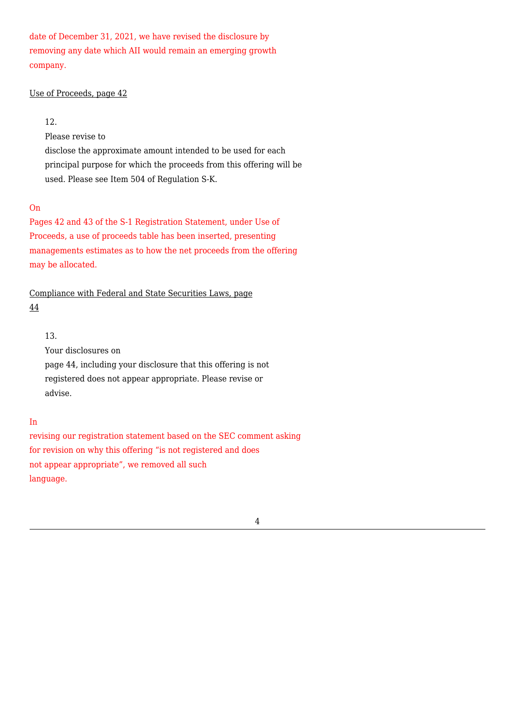date of December 31, 2021, we have revised the disclosure by removing any date which AII would remain an emerging growth company.

Use of Proceeds, page 42

12. Please revise to disclose the approximate amount intended to be used for each principal purpose for which the proceeds from this offering will be used. Please see Item 504 of Regulation S-K.

On Pages 42 and 43 of the S-1 Registration Statement, under Use of Proceeds, a use of proceeds table has been inserted, presenting managements estimates as to how the net proceeds from the offering may be allocated.

Compliance with Federal and State Securities Laws, page 44

13. Your disclosures on page 44, including your disclosure that this offering is not registered does not appear appropriate. Please revise or advise.

In revising our registration statement based on the SEC comment asking for revision on why this offering "is not registered and does not appear appropriate", we removed all such language.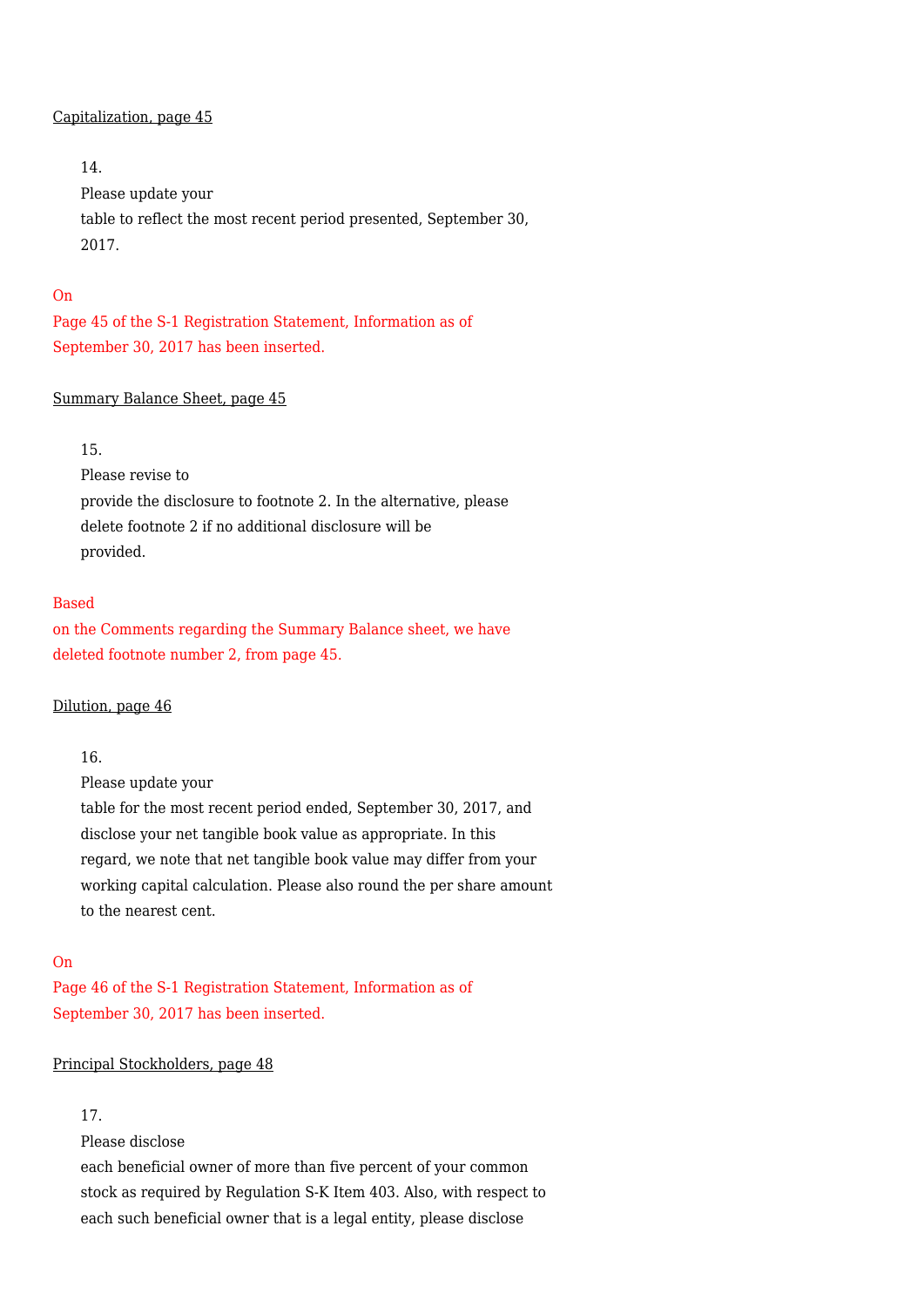Capitalization, page 45

14. Please update your table to reflect the most recent period presented, September 30, 2017.

On Page 45 of the S-1 Registration Statement, Information as of September 30, 2017 has been inserted.

Summary Balance Sheet, page 45

15. Please revise to provide the disclosure to footnote 2. In the alternative, please delete footnote 2 if no additional disclosure will be provided.

Based on the Comments regarding the Summary Balance sheet, we have deleted footnote number 2, from page 45.

Dilution, page 46

16. Please update your table for the most recent period ended, September 30, 2017, and disclose your net tangible book value as appropriate. In this regard, we note that net tangible book value may differ from your working capital calculation. Please also round the per share amount to the nearest cent.

On Page 46 of the S-1 Registration Statement, Information as of September 30, 2017 has been inserted.

Principal Stockholders, page 48

17. Please disclose each beneficial owner of more than five percent of your common stock as required by Regulation S-K Item 403. Also, with respect to each such beneficial owner that is a legal entity, please disclose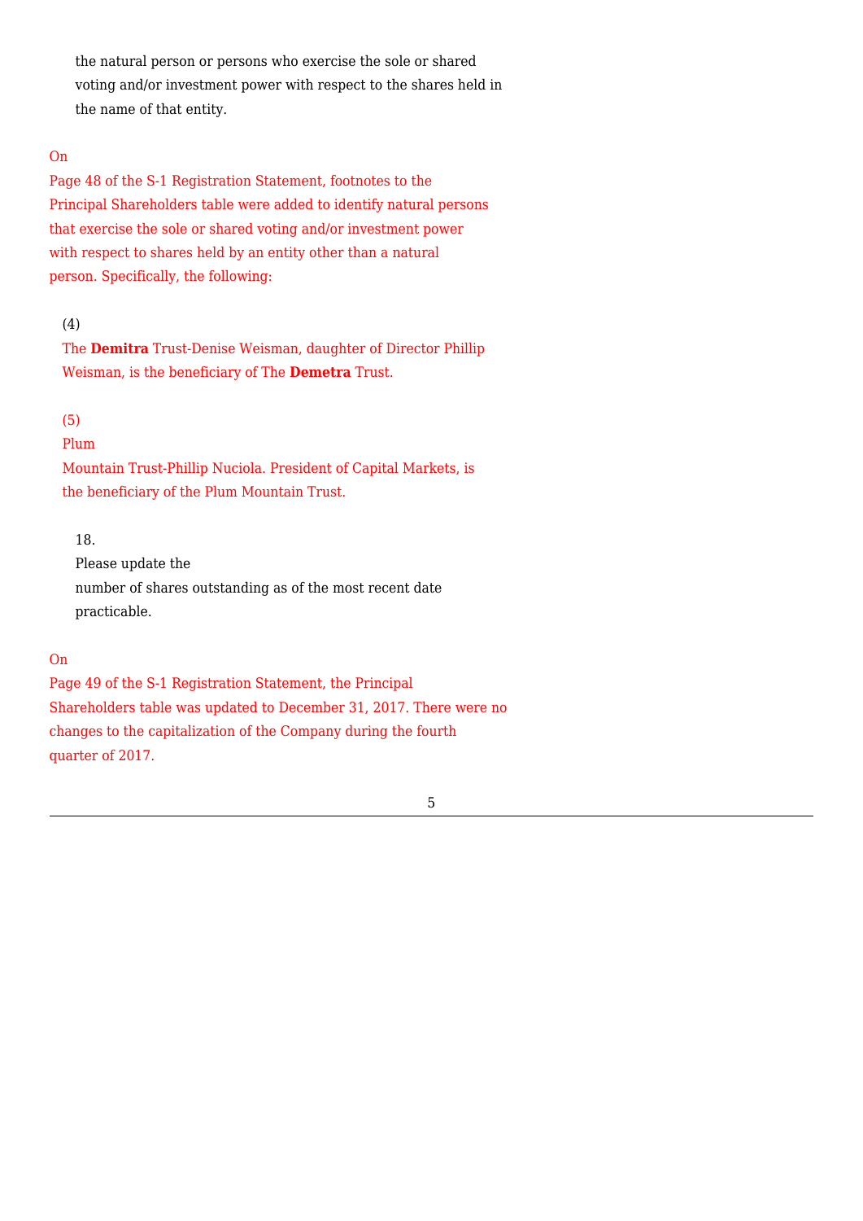the natural person or persons who exercise the sole or shared voting and/or investment power with respect to the shares held in the name of that entity.

On Page 48 of the S-1 Registration Statement, footnotes to the Principal Shareholders table were added to identify natural persons that exercise the sole or shared voting and/or investment power with respect to shares held by an entity other than a natural person. Specifically, the following:

(4) The **Demitra** Trust-Denise Weisman, daughter of Director Phillip Weisman, is the beneficiary of The **Demitra** Trust.

(5) Plum Mountain Trust-Phillip Nuciola. President of Capital Markets, is the beneficiary of the Plum Mountain Trust.

18. Please update the number of shares outstanding as of the most recent date practicable.

On Page 49 of the S-1 Registration Statement, the Principal Shareholders table was updated to December 31, 2017. There were no changes to the capitalization of the Company during the fourth quarter of 2017.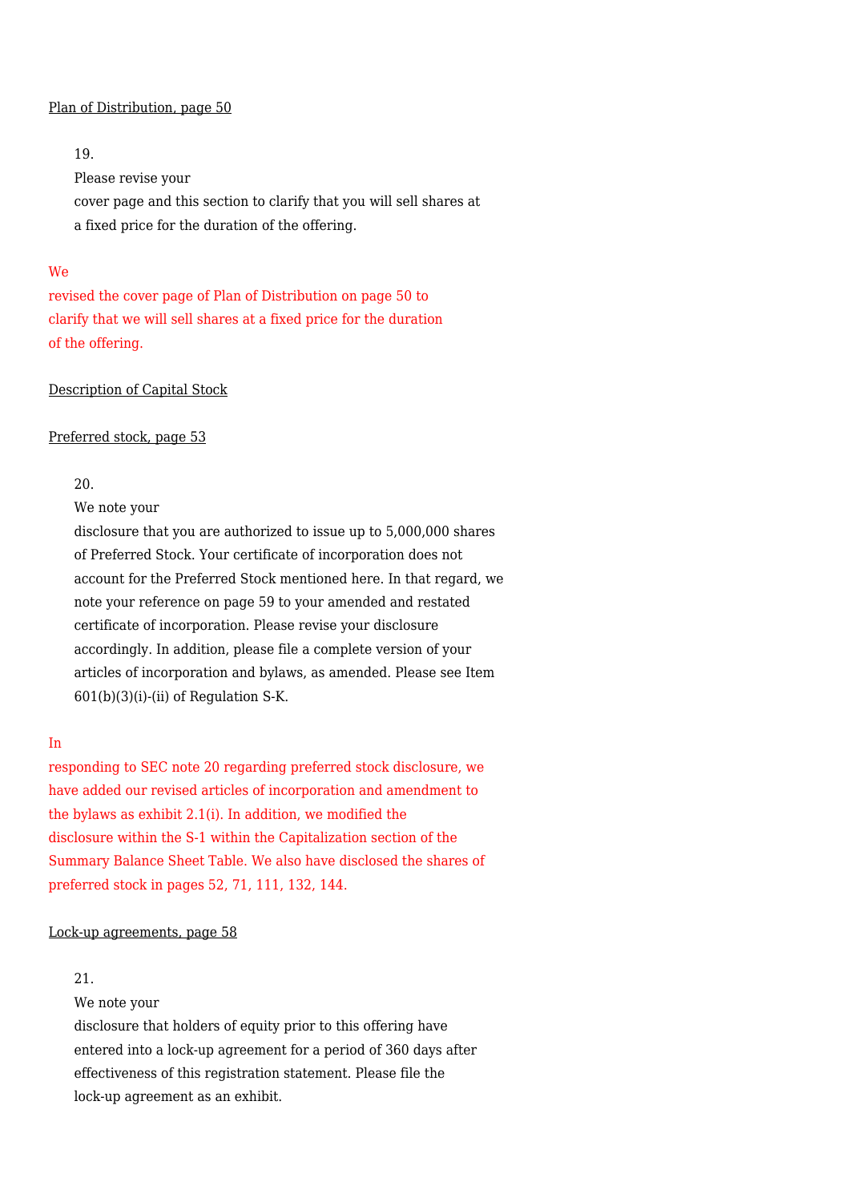Plan of Distribution, page 50

19. Please revise your cover page and this section to clarify that you will sell shares at a fixed price for the duration of the offering.

We revised the cover page of Plan of Distribution on page 50 to clarify that we will sell shares at a fixed price for the duration of the offering.

Description of Capital Stock

Preferred stock, page 53

20. We note your disclosure that you are authorized to issue up to 5,000,000 shares of Preferred Stock. Your certificate of incorporation does not account for the Preferred Stock mentioned here. In that regard, we note your reference on page 59 to your amended and restated certificate of incorporation. Please revise your disclosure accordingly. In addition, please file a complete version of your articles of incorporation and bylaws, as amended. Please see Item 601(b)(3)(i)-(ii) of Regulation S-K.

In responding to SEC note 20 regarding preferred stock disclosure, we have added our revised articles of incorporation and amendment to the bylaws as exhibit 2.1(i). In addition, we modified the disclosure within the S-1 within the Capitalization section of the Summary Balance Sheet Table. We also have disclosed the shares of preferred stock in pages 52, 71, 111, 132, 144.

Lock-up agreements, page 58

21. We note your disclosure that holders of equity prior to this offering have entered into a lock-up agreement for a period of 360 days after effectiveness of this registration statement. Please file the lock-up agreement as an exhibit.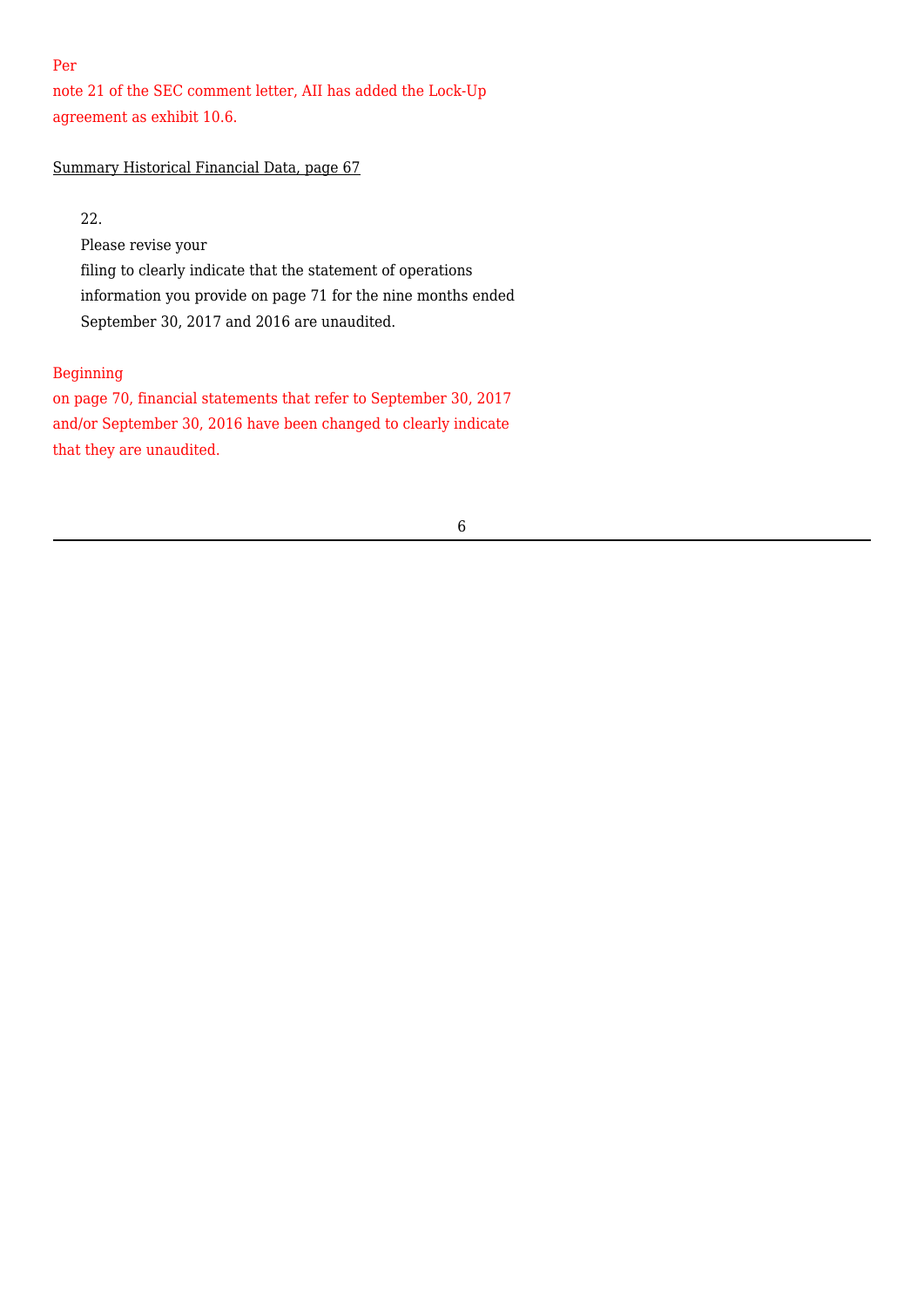Per note 21 of the SEC comment letter, AII has added the Lock-Up agreement as exhibit 10.6.

Summary Historical Financial Data, page 67

22. Please revise your filing to clearly indicate that the statement of operations information you provide on page 71 for the nine months ended September 30, 2017 and 2016 are unaudited.

Beginning on page 70, financial statements that refer to September 30, 2017 and/or September 30, 2016 have been changed to clearly indicate that they are unaudited.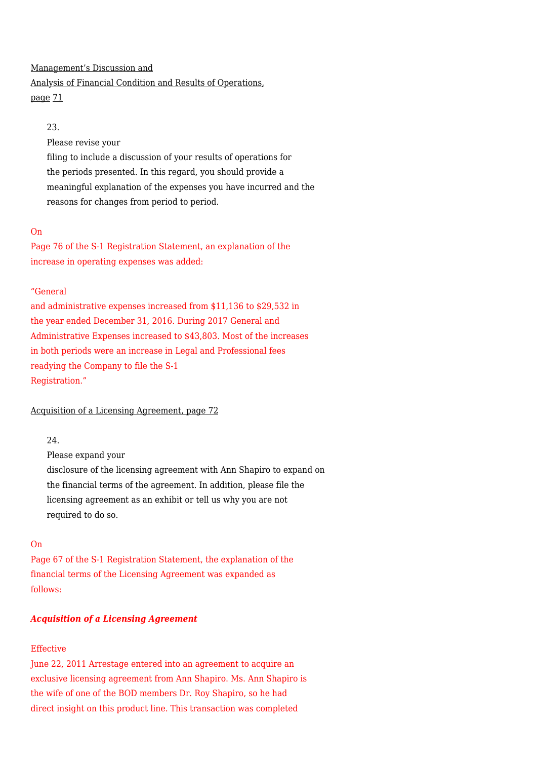Management's Discussion and Analysis of Financial Condition and Results of Operations, page 71

23. Please revise your filing to include a discussion of your results of operations for the periods presented. In this regard, you should provide a meaningful explanation of the expenses you have incurred and the reasons for changes from period to period.

On Page 76 of the S-1 Registration Statement, an explanation of the increase in operating expenses was added:

"General and administrative expenses increased from $11,136 to $29,532 in the year ended December 31, 2016. During 2017 General and Administrative Expenses increased to $43,803. Most of the increases in both periods were an increase in Legal and Professional fees readying the Company to file the S-1 Registration."

Acquisition of a Licensing Agreement, page 72

24. Please expand your disclosure of the licensing agreement with Ann Shapiro to expand on the financial terms of the agreement. In addition, please file the licensing agreement as an exhibit or tell us why you are not required to do so.

On Page 67 of the S-1 Registration Statement, the explanation of the financial terms of the Licensing Agreement was expanded as follows:

***Acquisition of a Licensing Agreement***

Effective June 22, 2011 Arrestage entered into an agreement to acquire an exclusive licensing agreement from Ann Shapiro. Ms. Ann Shapiro is the wife of one of the BOD members Dr. Roy Shapiro, so he had direct insight on this product line. This transaction was completed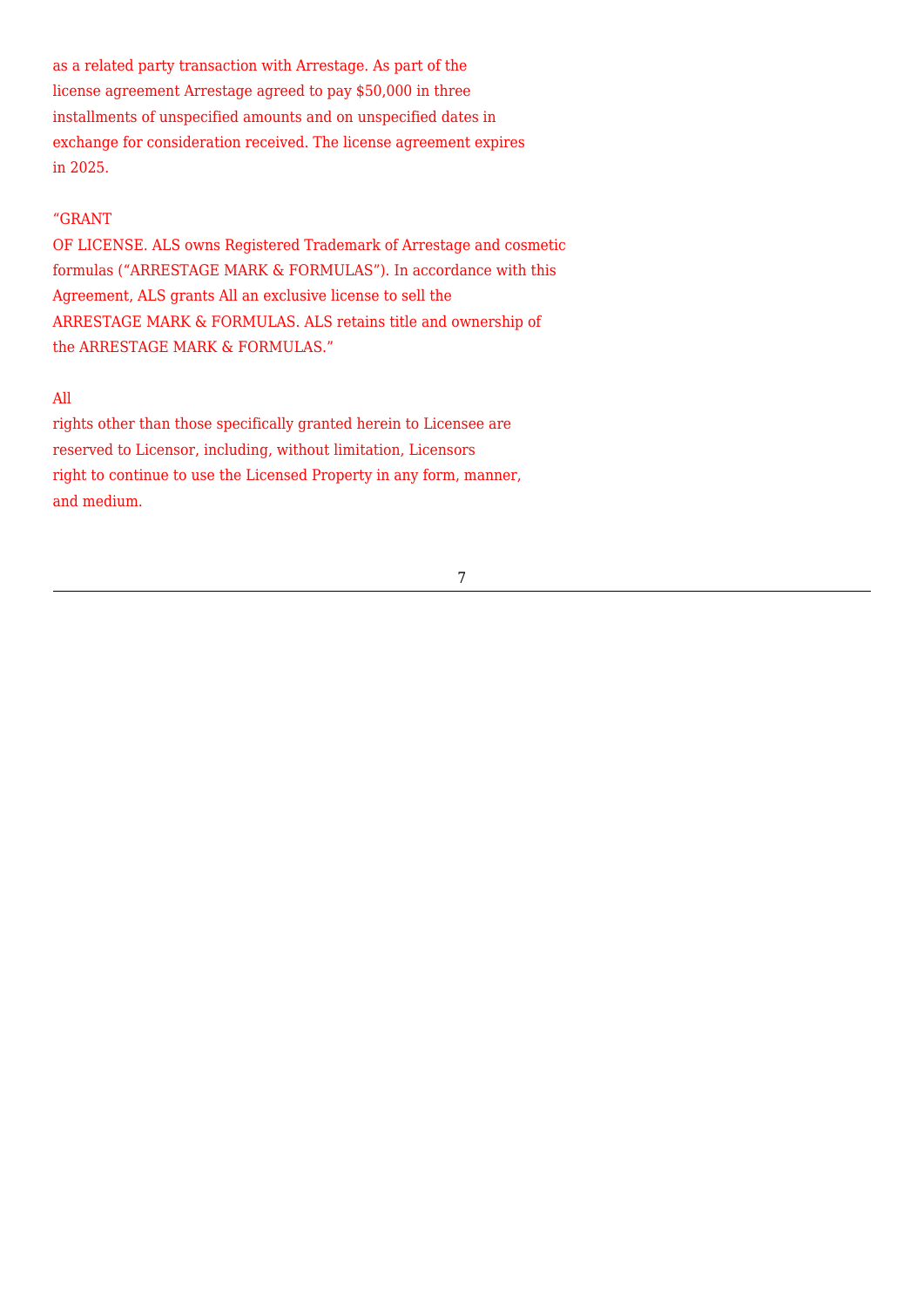as a related party transaction with Arrestage. As part of the license agreement Arrestage agreed to pay $50,000 in three installments of unspecified amounts and on unspecified dates in exchange for consideration received. The license agreement expires in 2025.

"GRANT OF LICENSE. ALS owns Registered Trademark of Arrestage and cosmetic formulas ("ARRESTAGE MARK & FORMULAS"). In accordance with this Agreement, ALS grants All an exclusive license to sell the ARRESTAGE MARK & FORMULAS. ALS retains title and ownership of the ARRESTAGE MARK & FORMULAS."

All rights other than those specifically granted herein to Licensee are reserved to Licensor, including, without limitation, Licensors right to continue to use the Licensed Property in any form, manner, and medium.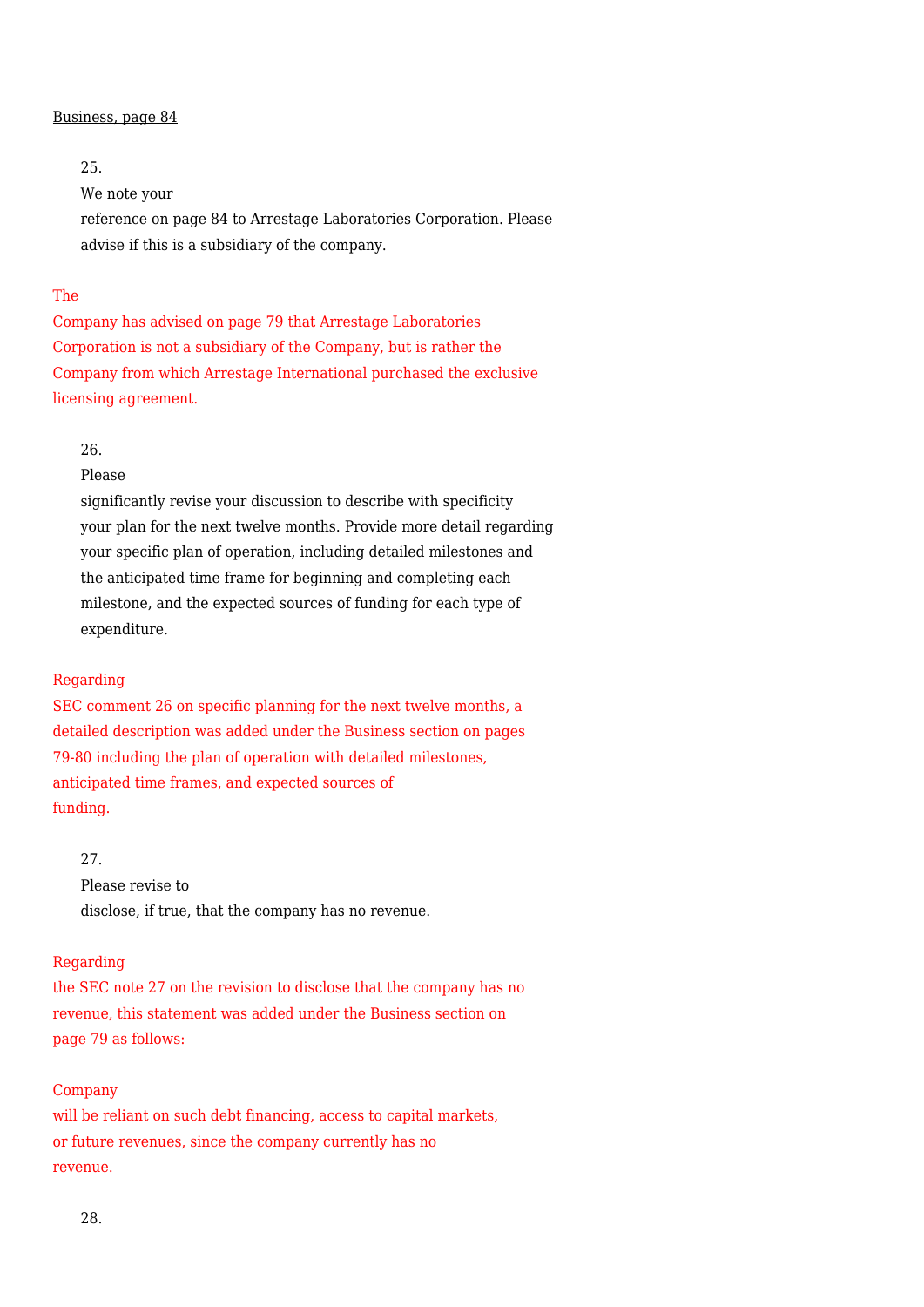Business, page 84

25. We note your reference on page 84 to Arrestage Laboratories Corporation. Please advise if this is a subsidiary of the company.

The Company has advised on page 79 that Arrestage Laboratories Corporation is not a subsidiary of the Company, but is rather the Company from which Arrestage International purchased the exclusive licensing agreement.

26. Please significantly revise your discussion to describe with specificity your plan for the next twelve months. Provide more detail regarding your specific plan of operation, including detailed milestones and the anticipated time frame for beginning and completing each milestone, and the expected sources of funding for each type of expenditure.

Regarding SEC comment 26 on specific planning for the next twelve months, a detailed description was added under the Business section on pages 79-80 including the plan of operation with detailed milestones, anticipated time frames, and expected sources of funding.

27. Please revise to disclose, if true, that the company has no revenue.

Regarding the SEC note 27 on the revision to disclose that the company has no revenue, this statement was added under the Business section on page 79 as follows:

Company will be reliant on such debt financing, access to capital markets, or future revenues, since the company currently has no revenue.

28.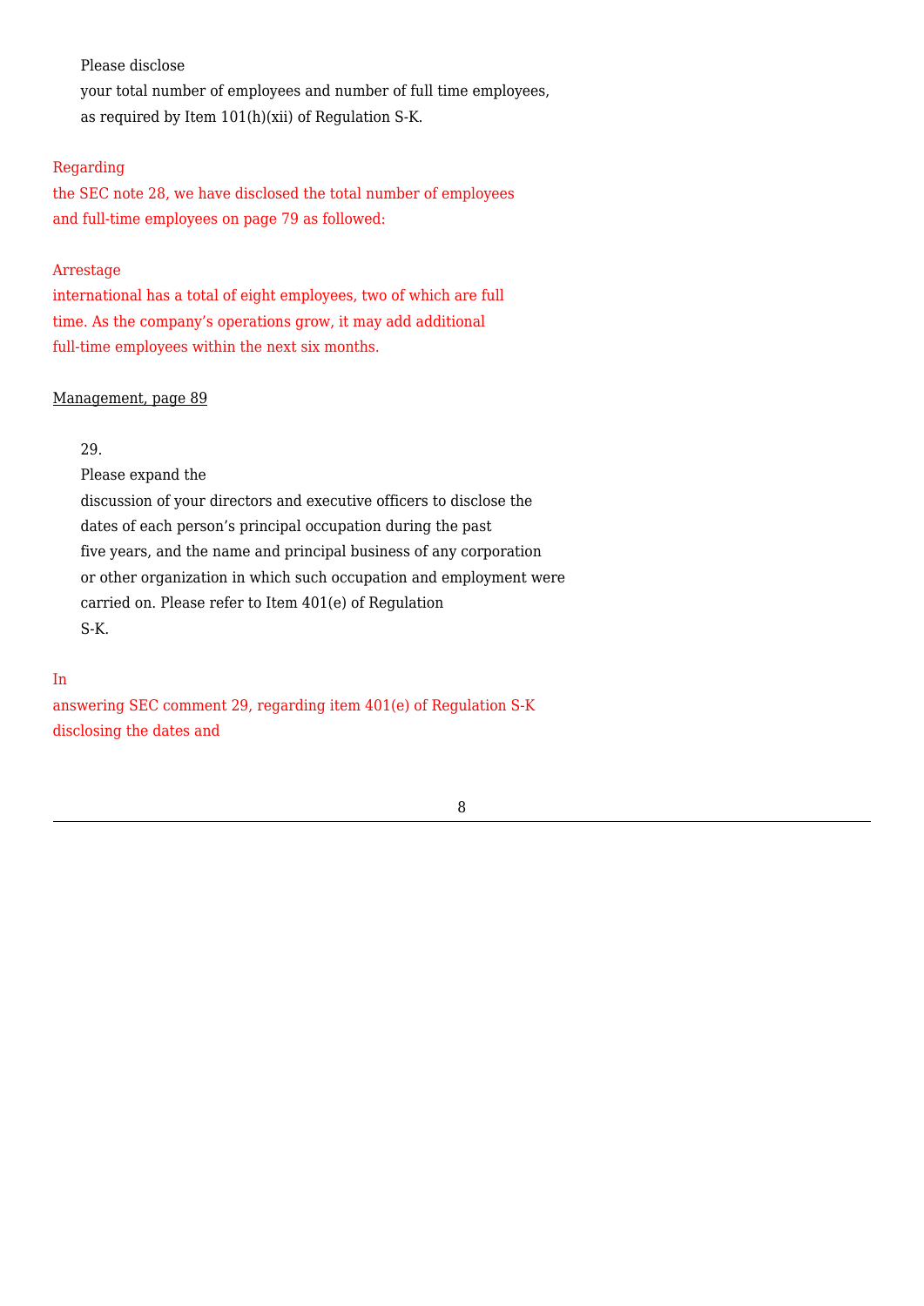Please disclose your total number of employees and number of full time employees, as required by Item 101(h)(xii) of Regulation S-K.

Regarding the SEC note 28, we have disclosed the total number of employees and full-time employees on page 79 as followed:

Arrestage international has a total of eight employees, two of which are full time. As the company's operations grow, it may add additional full-time employees within the next six months.

Management, page 89

29. Please expand the discussion of your directors and executive officers to disclose the dates of each person's principal occupation during the past five years, and the name and principal business of any corporation or other organization in which such occupation and employment were carried on. Please refer to Item 401(e) of Regulation S-K.

In answering SEC comment 29, regarding item 401(e) of Regulation S-K disclosing the dates and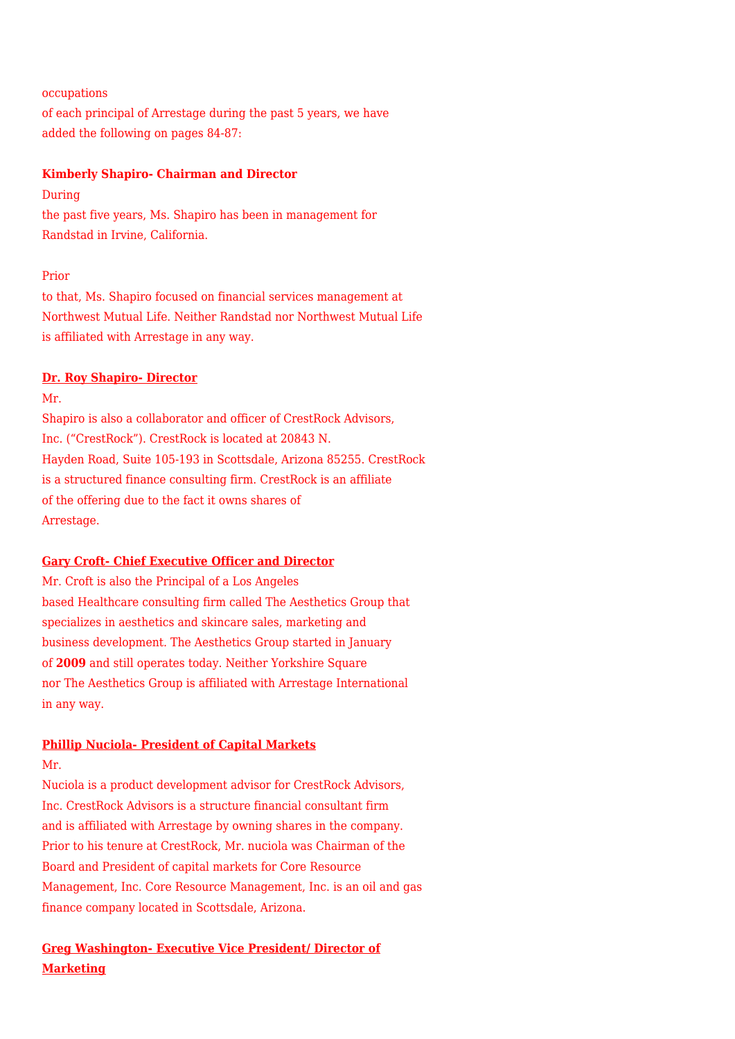occupations of each principal of Arrestage during the past 5 years, we have added the following on pages 84-87:

**Kimberly Shapiro- Chairman and Director**

During the past five years, Ms. Shapiro has been in management for Randstad in Irvine, California.

Prior to that, Ms. Shapiro focused on financial services management at Northwest Mutual Life. Neither Randstad nor Northwest Mutual Life is affiliated with Arrestage in any way.

**Dr. Roy Shapiro- Director**

Mr. Shapiro is also a collaborator and officer of CrestRock Advisors, Inc. ("CrestRock"). CrestRock is located at 20843 N. Hayden Road, Suite 105-193 in Scottsdale, Arizona 85255. CrestRock is a structured finance consulting firm. CrestRock is an affiliate of the offering due to the fact it owns shares of Arrestage.

**Gary Croft- Chief Executive Officer and Director**

Mr. Croft is also the Principal of a Los Angeles based Healthcare consulting firm called The Aesthetics Group that specializes in aesthetics and skincare sales, marketing and business development. The Aesthetics Group started in January of **2009** and still operates today. Neither Yorkshire Square nor The Aesthetics Group is affiliated with Arrestage International in any way.

**Phillip Nuciola- President of Capital Markets**

Mr. Nuciola is a product development advisor for CrestRock Advisors, Inc. CrestRock Advisors is a structure financial consultant firm and is affiliated with Arrestage by owning shares in the company. Prior to his tenure at CrestRock, Mr. nuciola was Chairman of the Board and President of capital markets for Core Resource Management, Inc. Core Resource Management, Inc. is an oil and gas finance company located in Scottsdale, Arizona.

**Greg Washington- Executive Vice President/ Director of Marketing**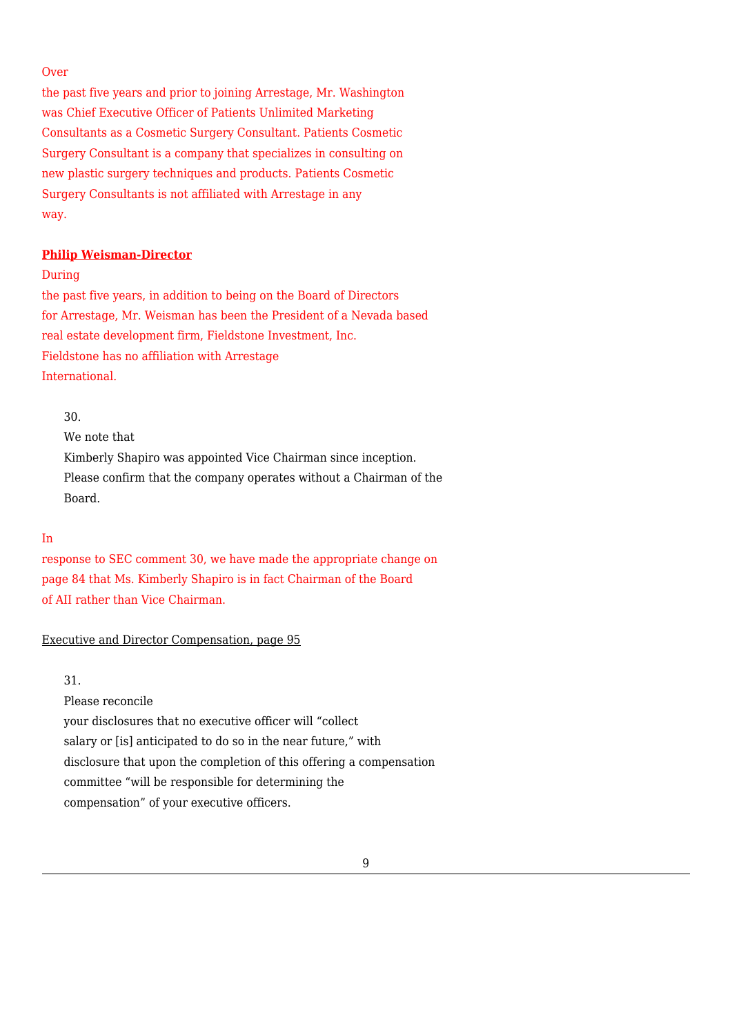Over the past five years and prior to joining Arrestage, Mr. Washington was Chief Executive Officer of Patients Unlimited Marketing Consultants as a Cosmetic Surgery Consultant. Patients Cosmetic Surgery Consultant is a company that specializes in consulting on new plastic surgery techniques and products. Patients Cosmetic Surgery Consultants is not affiliated with Arrestage in any way.

**Philip Weisman-Director**

During the past five years, in addition to being on the Board of Directors for Arrestage, Mr. Weisman has been the President of a Nevada based real estate development firm, Fieldstone Investment, Inc. Fieldstone has no affiliation with Arrestage International.

30. We note that Kimberly Shapiro was appointed Vice Chairman since inception. Please confirm that the company operates without a Chairman of the Board.

In response to SEC comment 30, we have made the appropriate change on page 84 that Ms. Kimberly Shapiro is in fact Chairman of the Board of AII rather than Vice Chairman.

Executive and Director Compensation, page 95

31. Please reconcile your disclosures that no executive officer will "collect salary or [is] anticipated to do so in the near future," with disclosure that upon the completion of this offering a compensation committee "will be responsible for determining the compensation" of your executive officers.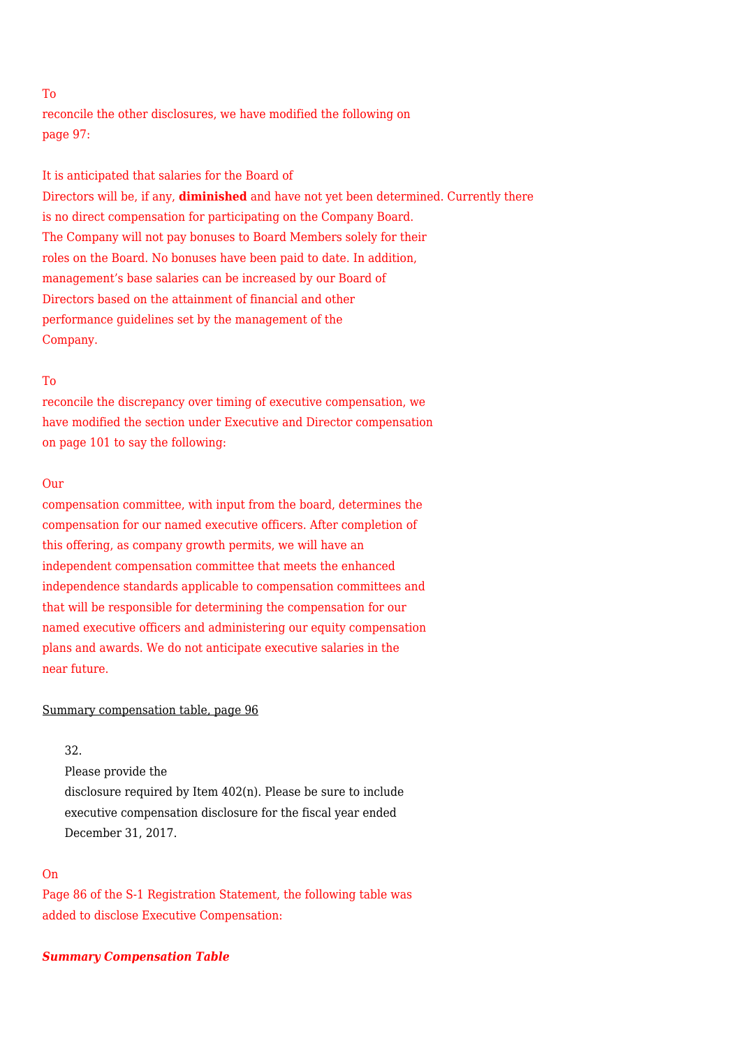To reconcile the other disclosures, we have modified the following on page 97:

It is anticipated that salaries for the Board of Directors will be, if any, **diminished** and have not yet been determined. Currently there is no direct compensation for participating on the Company Board. The Company will not pay bonuses to Board Members solely for their roles on the Board. No bonuses have been paid to date. In addition, management's base salaries can be increased by our Board of Directors based on the attainment of financial and other performance guidelines set by the management of the Company.

To reconcile the discrepancy over timing of executive compensation, we have modified the section under Executive and Director compensation on page 101 to say the following:

Our compensation committee, with input from the board, determines the compensation for our named executive officers. After completion of this offering, as company growth permits, we will have an independent compensation committee that meets the enhanced independence standards applicable to compensation committees and that will be responsible for determining the compensation for our named executive officers and administering our equity compensation plans and awards. We do not anticipate executive salaries in the near future.

Summary compensation table, page 96

32. Please provide the disclosure required by Item 402(n). Please be sure to include executive compensation disclosure for the fiscal year ended December 31, 2017.

On Page 86 of the S-1 Registration Statement, the following table was added to disclose Executive Compensation:

***Summary Compensation Table***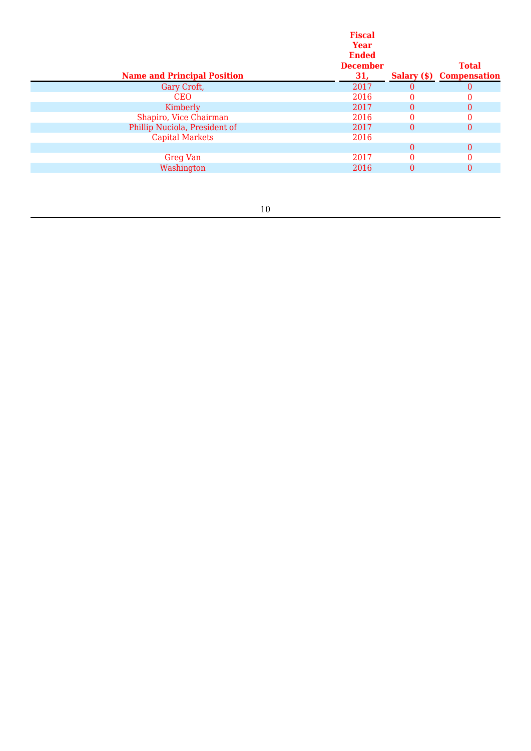| Name and Principal Position | Fiscal Year Ended December 31, | Salary ($) | Total Compensation |
|---|---|---|---|
| Gary Croft, | 2017 | 0 | 0 |
| CEO | 2016 | 0 | 0 |
| Kimberly | 2017 | 0 | 0 |
| Shapiro, Vice Chairman | 2016 | 0 | 0 |
| Phillip Nuciola, President of | 2017 | 0 | 0 |
| Capital Markets | 2016 | | |
| | | 0 | 0 |
| Greg Van | 2017 | 0 | 0 |
| Washington | 2016 | 0 | 0 |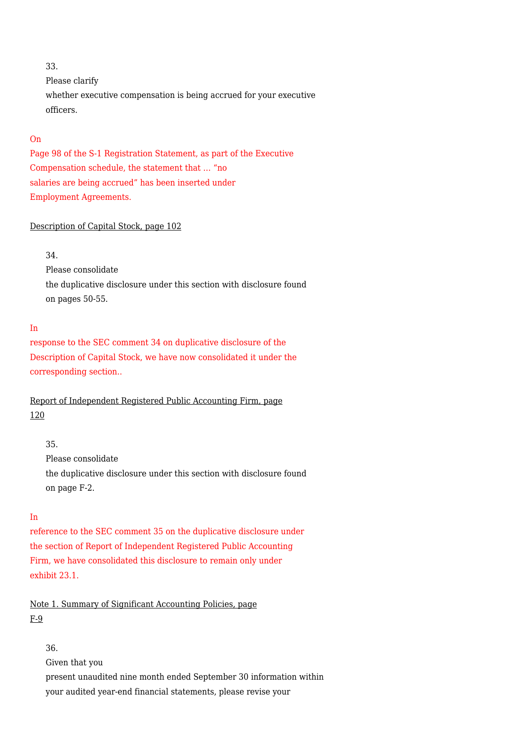33. Please clarify whether executive compensation is being accrued for your executive officers.

On Page 98 of the S-1 Registration Statement, as part of the Executive Compensation schedule, the statement that … "no salaries are being accrued" has been inserted under Employment Agreements.

Description of Capital Stock, page 102

34. Please consolidate the duplicative disclosure under this section with disclosure found on pages 50-55.

In response to the SEC comment 34 on duplicative disclosure of the Description of Capital Stock, we have now consolidated it under the corresponding section..

Report of Independent Registered Public Accounting Firm, page 120

35. Please consolidate the duplicative disclosure under this section with disclosure found on page F-2.

In reference to the SEC comment 35 on the duplicative disclosure under the section of Report of Independent Registered Public Accounting Firm, we have consolidated this disclosure to remain only under exhibit 23.1.

Note 1. Summary of Significant Accounting Policies, page F-9

36. Given that you present unaudited nine month ended September 30 information within your audited year-end financial statements, please revise your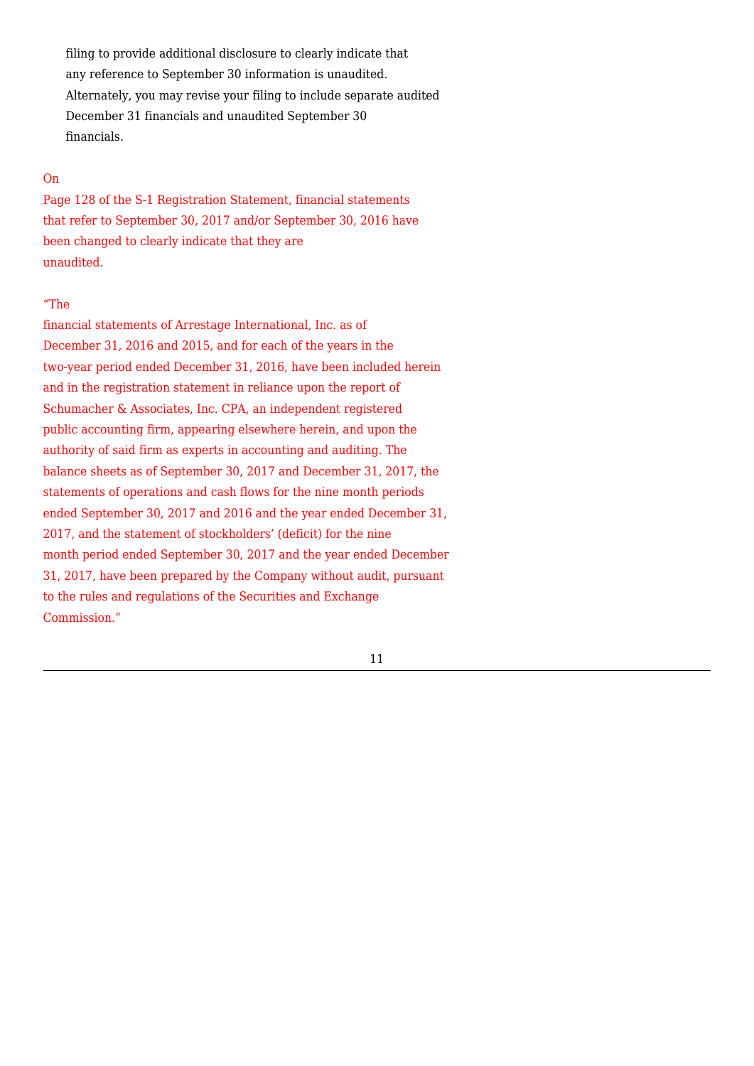filing to provide additional disclosure to clearly indicate that any reference to September 30 information is unaudited. Alternately, you may revise your filing to include separate audited December 31 financials and unaudited September 30 financials.

On Page 128 of the S-1 Registration Statement, financial statements that refer to September 30, 2017 and/or September 30, 2016 have been changed to clearly indicate that they are unaudited.

"The financial statements of Arrestage International, Inc. as of December 31, 2016 and 2015, and for each of the years in the two-year period ended December 31, 2016, have been included herein and in the registration statement in reliance upon the report of Schumacher & Associates, Inc. CPA, an independent registered public accounting firm, appearing elsewhere herein, and upon the authority of said firm as experts in accounting and auditing. The balance sheets as of September 30, 2017 and December 31, 2017, the statements of operations and cash flows for the nine month periods ended September 30, 2017 and 2016 and the year ended December 31, 2017, and the statement of stockholders' (deficit) for the nine month period ended September 30, 2017 and the year ended December 31, 2017, have been prepared by the Company without audit, pursuant to the rules and regulations of the Securities and Exchange Commission."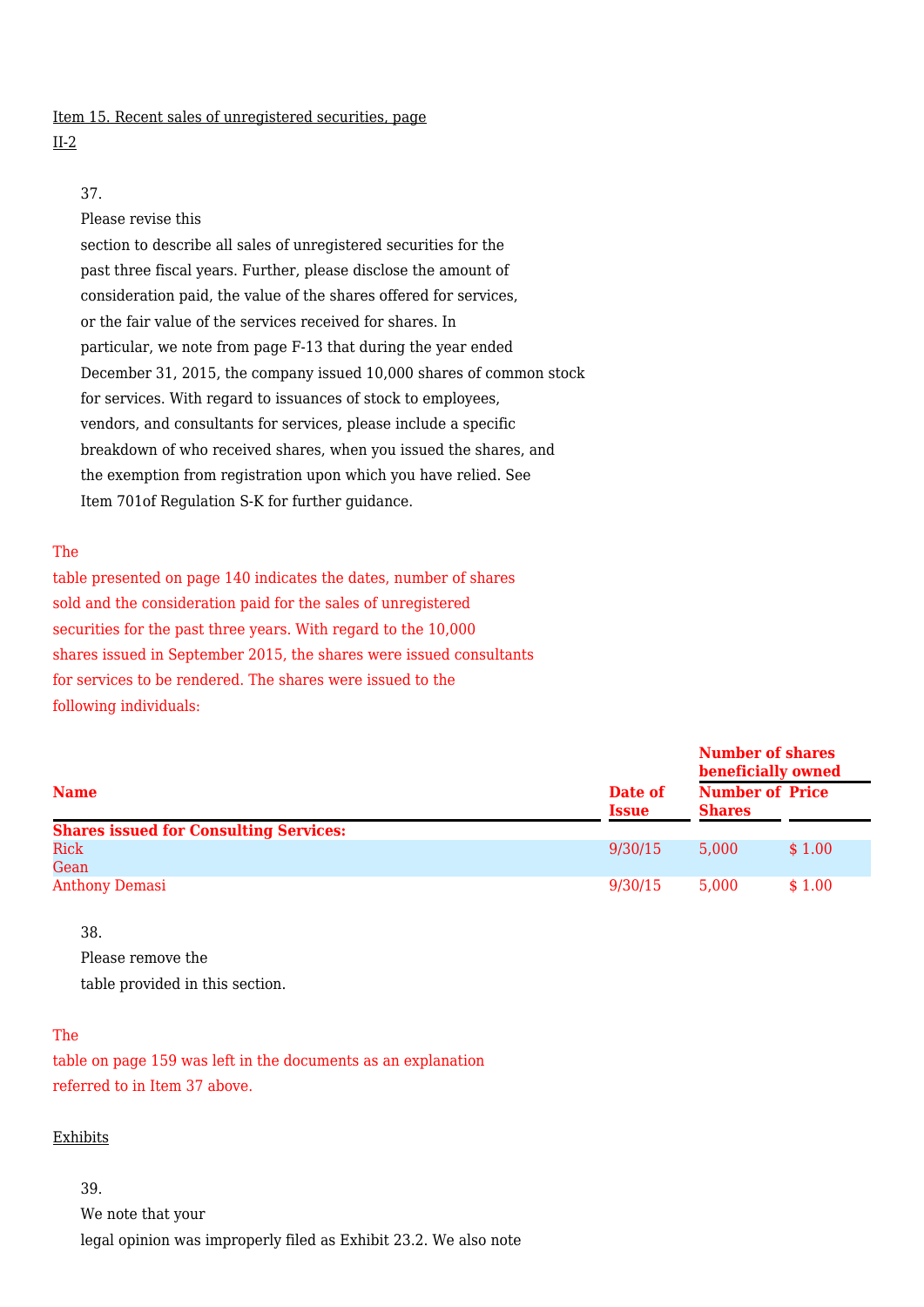Item 15. Recent sales of unregistered securities, page II-2

37. Please revise this section to describe all sales of unregistered securities for the past three fiscal years. Further, please disclose the amount of consideration paid, the value of the shares offered for services, or the fair value of the services received for shares. In particular, we note from page F-13 that during the year ended December 31, 2015, the company issued 10,000 shares of common stock for services. With regard to issuances of stock to employees, vendors, and consultants for services, please include a specific breakdown of who received shares, when you issued the shares, and the exemption from registration upon which you have relied. See Item 701of Regulation S-K for further guidance.

The table presented on page 140 indicates the dates, number of shares sold and the consideration paid for the sales of unregistered securities for the past three years. With regard to the 10,000 shares issued in September 2015, the shares were issued consultants for services to be rendered. The shares were issued to the following individuals:

| Name | Date of Issue | Number of shares beneficially owned | |
|---|---|---|---|
| | | **Number of Shares** | **Price** |
| **Shares issued for Consulting Services:** | | | |
| Rick Gean | 9/30/15 | 5,000 | $ 1.00 |
| Anthony Demasi | 9/30/15 | 5,000 | $ 1.00 |

38. Please remove the table provided in this section.

The table on page 159 was left in the documents as an explanation referred to in Item 37 above.

Exhibits

39. We note that your legal opinion was improperly filed as Exhibit 23.2. We also note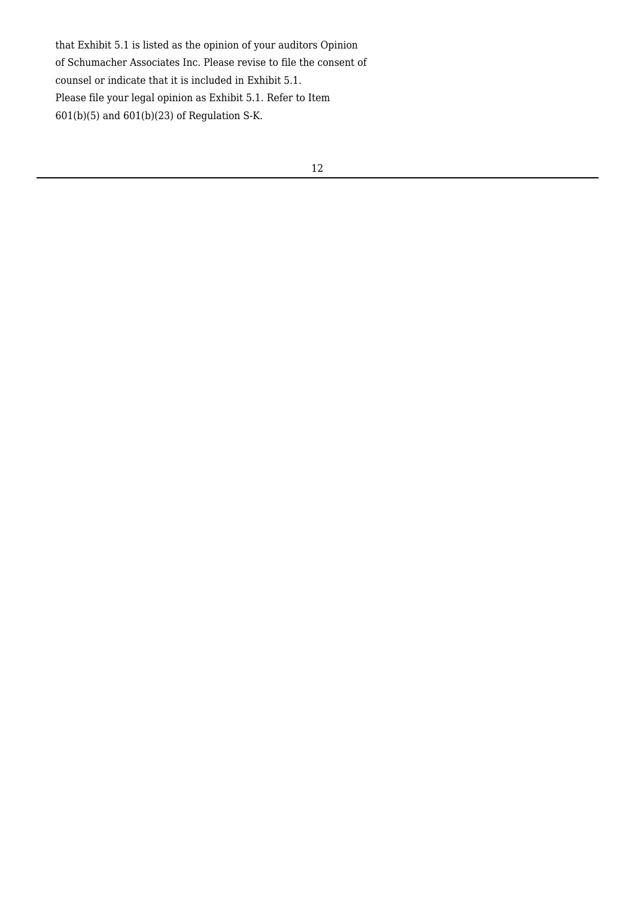that Exhibit 5.1 is listed as the opinion of your auditors Opinion of Schumacher Associates Inc. Please revise to file the consent of counsel or indicate that it is included in Exhibit 5.1.

Please file your legal opinion as Exhibit 5.1. Refer to Item 601(b)(5) and 601(b)(23) of Regulation S-K.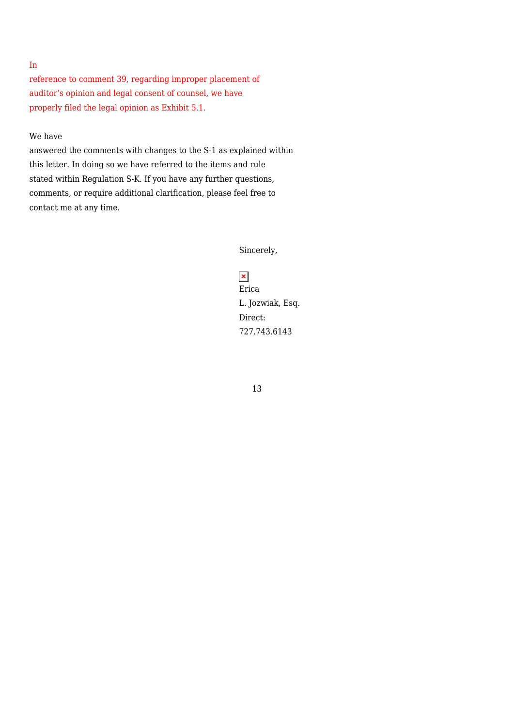In reference to comment 39, regarding improper placement of auditor's opinion and legal consent of counsel, we have properly filed the legal opinion as Exhibit 5.1.

We have answered the comments with changes to the S-1 as explained within this letter. In doing so we have referred to the items and rule stated within Regulation S-K. If you have any further questions, comments, or require additional clarification, please feel free to contact me at any time.

Sincerely,

Erica L. Jozwiak, Esq.
Direct: 727.743.6143